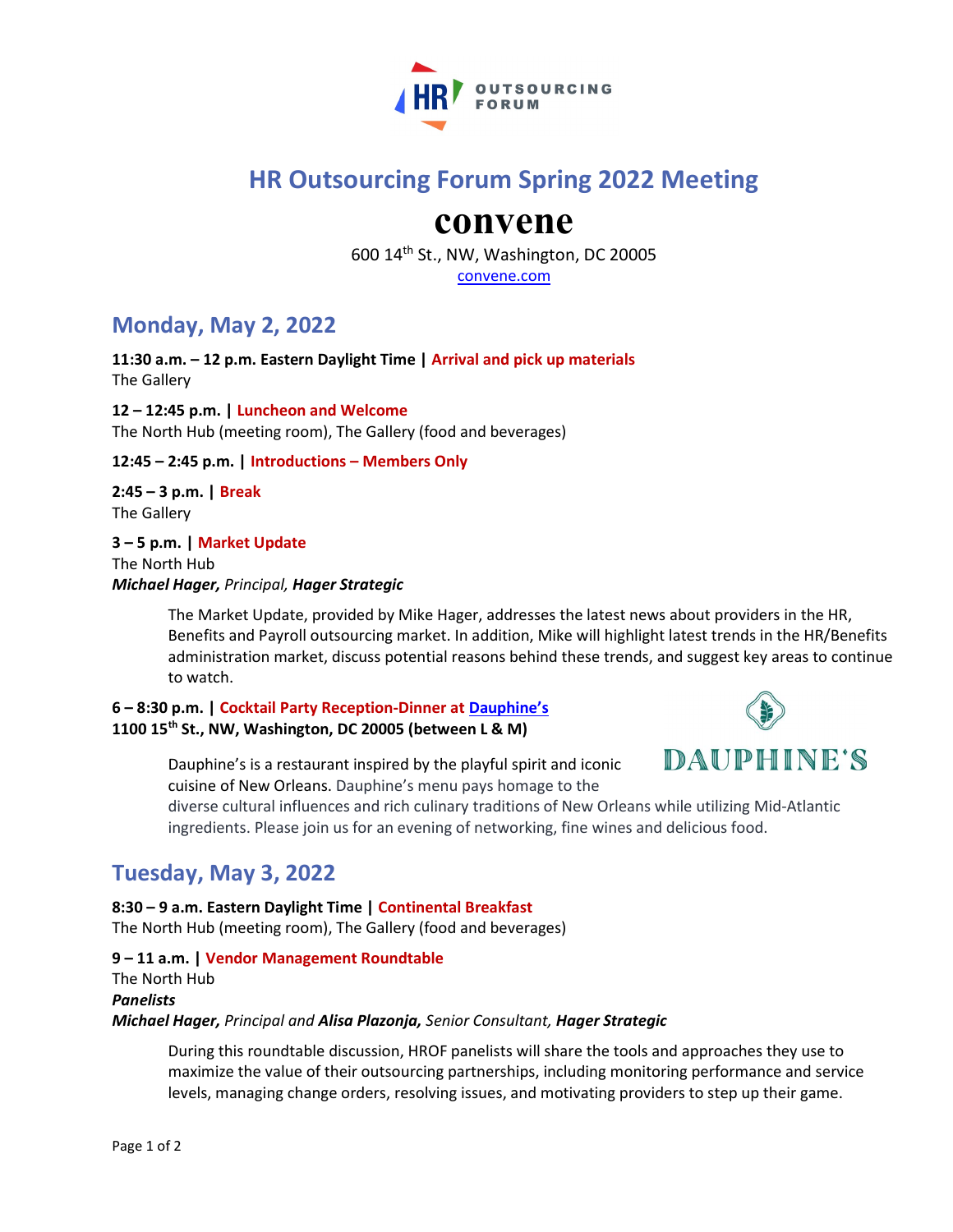HR OUTSOURCING FORUM

# HR Outsourcing Forum Spring 2022 Meeting

## convene

600 14th St., NW, Washington, DC 20005
convene.com

## Monday, May 2, 2022

**11:30 a.m. – 12 p.m. Eastern Daylight Time | Arrival and pick up materials**
The Gallery

**12 – 12:45 p.m. | Luncheon and Welcome**
The North Hub (meeting room), The Gallery (food and beverages)

**12:45 – 2:45 p.m. | Introductions – Members Only**

**2:45 – 3 p.m. | Break**
The Gallery

**3 – 5 p.m. | Market Update**
The North Hub
***Michael Hager,*** *Principal,* ***Hager Strategic***

The Market Update, provided by Mike Hager, addresses the latest news about providers in the HR, Benefits and Payroll outsourcing market. In addition, Mike will highlight latest trends in the HR/Benefits administration market, discuss potential reasons behind these trends, and suggest key areas to continue to watch.

**6 – 8:30 p.m. | Cocktail Party Reception-Dinner at Dauphine's**
**1100 15th St., NW, Washington, DC 20005 (between L & M)**

DAUPHINE'S

Dauphine's is a restaurant inspired by the playful spirit and iconic cuisine of New Orleans. Dauphine's menu pays homage to the diverse cultural influences and rich culinary traditions of New Orleans while utilizing Mid-Atlantic ingredients. Please join us for an evening of networking, fine wines and delicious food.

## Tuesday, May 3, 2022

**8:30 – 9 a.m. Eastern Daylight Time | Continental Breakfast**
The North Hub (meeting room), The Gallery (food and beverages)

**9 – 11 a.m. | Vendor Management Roundtable**
The North Hub
***Panelists***
***Michael Hager,*** *Principal and* ***Alisa Plazonja,*** *Senior Consultant,* ***Hager Strategic***

During this roundtable discussion, HROF panelists will share the tools and approaches they use to maximize the value of their outsourcing partnerships, including monitoring performance and service levels, managing change orders, resolving issues, and motivating providers to step up their game.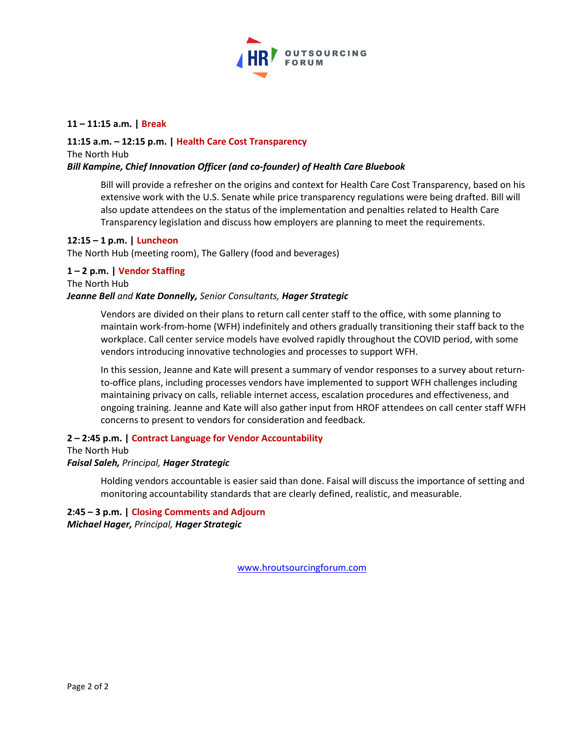**11 – 11:15 a.m. | Break**

**11:15 a.m. – 12:15 p.m. | Health Care Cost Transparency**
The North Hub
***Bill Kampine, Chief Innovation Officer (and co-founder) of Health Care Bluebook***

Bill will provide a refresher on the origins and context for Health Care Cost Transparency, based on his extensive work with the U.S. Senate while price transparency regulations were being drafted. Bill will also update attendees on the status of the implementation and penalties related to Health Care Transparency legislation and discuss how employers are planning to meet the requirements.

**12:15 – 1 p.m. | Luncheon**
The North Hub (meeting room), The Gallery (food and beverages)

**1 – 2 p.m. | Vendor Staffing**
The North Hub
***Jeanne Bell*** *and* ***Kate Donnelly,*** *Senior Consultants,* ***Hager Strategic***

Vendors are divided on their plans to return call center staff to the office, with some planning to maintain work-from-home (WFH) indefinitely and others gradually transitioning their staff back to the workplace. Call center service models have evolved rapidly throughout the COVID period, with some vendors introducing innovative technologies and processes to support WFH.

In this session, Jeanne and Kate will present a summary of vendor responses to a survey about return-to-office plans, including processes vendors have implemented to support WFH challenges including maintaining privacy on calls, reliable internet access, escalation procedures and effectiveness, and ongoing training. Jeanne and Kate will also gather input from HROF attendees on call center staff WFH concerns to present to vendors for consideration and feedback.

**2 – 2:45 p.m. | Contract Language for Vendor Accountability**
The North Hub
***Faisal Saleh,*** *Principal,* ***Hager Strategic***

Holding vendors accountable is easier said than done. Faisal will discuss the importance of setting and monitoring accountability standards that are clearly defined, realistic, and measurable.

**2:45 – 3 p.m. | Closing Comments and Adjourn**
***Michael Hager,*** *Principal,* ***Hager Strategic***

www.hroutsourcingforum.com